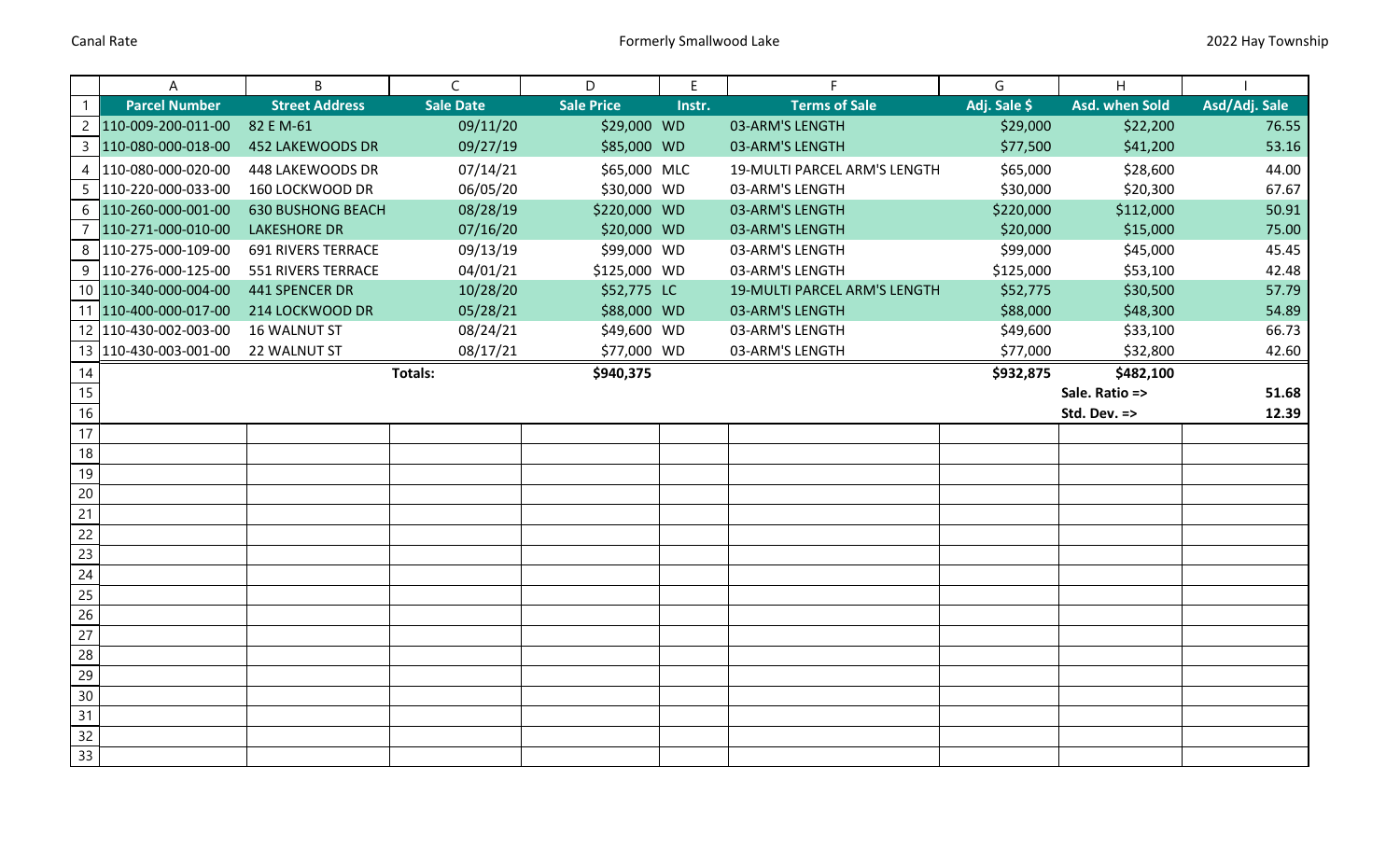| Parcel Number | Street Address | Sale Date | Sale Price | Instr. | Terms of Sale | Adj. Sale $ | Asd. when Sold | Asd/Adj. Sale |
|---|---|---|---|---|---|---|---|---|
| 110-009-200-011-00 | 82 E M-61 | 09/11/20 | $29,000 | WD | 03-ARM'S LENGTH | $29,000 | $22,200 | 76.55 |
| 110-080-000-018-00 | 452 LAKEWOODS DR | 09/27/19 | $85,000 | WD | 03-ARM'S LENGTH | $77,500 | $41,200 | 53.16 |
| 110-080-000-020-00 | 448 LAKEWOODS DR | 07/14/21 | $65,000 | MLC | 19-MULTI PARCEL ARM'S LENGTH | $65,000 | $28,600 | 44.00 |
| 110-220-000-033-00 | 160 LOCKWOOD DR | 06/05/20 | $30,000 | WD | 03-ARM'S LENGTH | $30,000 | $20,300 | 67.67 |
| 110-260-000-001-00 | 630 BUSHONG BEACH | 08/28/19 | $220,000 | WD | 03-ARM'S LENGTH | $220,000 | $112,000 | 50.91 |
| 110-271-000-010-00 | LAKESHORE DR | 07/16/20 | $20,000 | WD | 03-ARM'S LENGTH | $20,000 | $15,000 | 75.00 |
| 110-275-000-109-00 | 691 RIVERS TERRACE | 09/13/19 | $99,000 | WD | 03-ARM'S LENGTH | $99,000 | $45,000 | 45.45 |
| 110-276-000-125-00 | 551 RIVERS TERRACE | 04/01/21 | $125,000 | WD | 03-ARM'S LENGTH | $125,000 | $53,100 | 42.48 |
| 110-340-000-004-00 | 441 SPENCER DR | 10/28/20 | $52,775 | LC | 19-MULTI PARCEL ARM'S LENGTH | $52,775 | $30,500 | 57.79 |
| 110-400-000-017-00 | 214 LOCKWOOD DR | 05/28/21 | $88,000 | WD | 03-ARM'S LENGTH | $88,000 | $48,300 | 54.89 |
| 110-430-002-003-00 | 16 WALNUT ST | 08/24/21 | $49,600 | WD | 03-ARM'S LENGTH | $49,600 | $33,100 | 66.73 |
| 110-430-003-001-00 | 22 WALNUT ST | 08/17/21 | $77,000 | WD | 03-ARM'S LENGTH | $77,000 | $32,800 | 42.60 |
| | | **Totals:** | **$940,375** | | | **$932,875** | **$482,100** | |
| | | | | | | | **Sale. Ratio =>** | **51.68** |
| | | | | | | | **Std. Dev. =>** | **12.39** |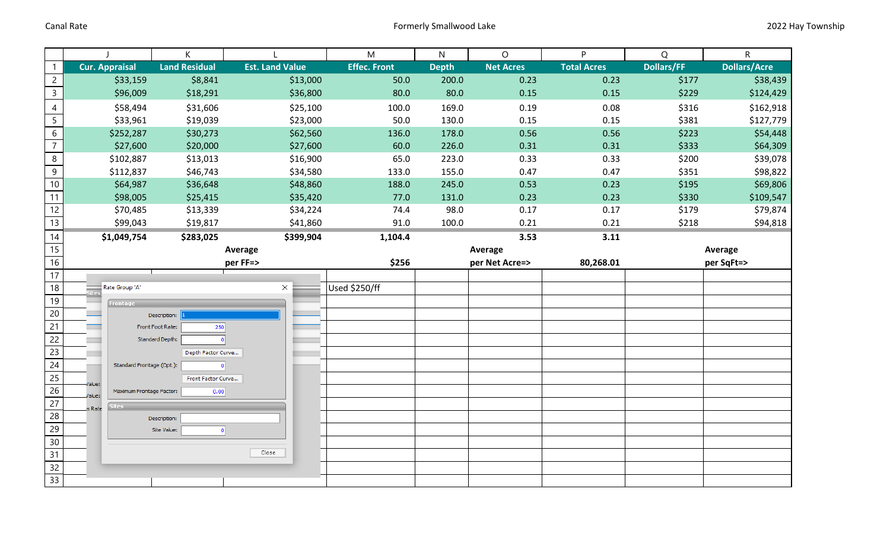Canal Rate

Formerly Smallwood Lake

2022 Hay Township

| | J | K | L | M | N | O | P | Q | R |
|---|---|---|---|---|---|---|---|---|---|
| 1 | Cur. Appraisal | Land Residual | Est. Land Value | Effec. Front | Depth | Net Acres | Total Acres | Dollars/FF | Dollars/Acre |
| 2 | $33,159 | $8,841 | $13,000 | 50.0 | 200.0 | 0.23 | 0.23 | $177 | $38,439 |
| 3 | $96,009 | $18,291 | $36,800 | 80.0 | 80.0 | 0.15 | 0.15 | $229 | $124,429 |
| 4 | $58,494 | $31,606 | $25,100 | 100.0 | 169.0 | 0.19 | 0.08 | $316 | $162,918 |
| 5 | $33,961 | $19,039 | $23,000 | 50.0 | 130.0 | 0.15 | 0.15 | $381 | $127,779 |
| 6 | $252,287 | $30,273 | $62,560 | 136.0 | 178.0 | 0.56 | 0.56 | $223 | $54,448 |
| 7 | $27,600 | $20,000 | $27,600 | 60.0 | 226.0 | 0.31 | 0.31 | $333 | $64,309 |
| 8 | $102,887 | $13,013 | $16,900 | 65.0 | 223.0 | 0.33 | 0.33 | $200 | $39,078 |
| 9 | $112,837 | $46,743 | $34,580 | 133.0 | 155.0 | 0.47 | 0.47 | $351 | $98,822 |
| 10 | $64,987 | $36,648 | $48,860 | 188.0 | 245.0 | 0.53 | 0.23 | $195 | $69,806 |
| 11 | $98,005 | $25,415 | $35,420 | 77.0 | 131.0 | 0.23 | 0.23 | $330 | $109,547 |
| 12 | $70,485 | $13,339 | $34,224 | 74.4 | 98.0 | 0.17 | 0.17 | $179 | $79,874 |
| 13 | $99,043 | $19,817 | $41,860 | 91.0 | 100.0 | 0.21 | 0.21 | $218 | $94,818 |
| 14 | **$1,049,754** | **$283,025** | **$399,904** | **1,104.4** | | **3.53** | **3.11** | | |
| 15 | | | **Average** | | | **Average** | | | **Average** |
| 16 | | | **per FF=>** | **$256** | | **per Net Acre=>** | **80,268.01** | | **per SqFt=>** |
| 17 | | | | | | | | | |
| 18 | | | | Used $250/ff | | | | | |

Rate Group 'A'

**Frontage**

Description: 1

Front Foot Rate: 250

Standard Depth: 0

Depth Factor Curve...

Standard Frontage (Opt.): 0

Front Factor Curve...

Maximum Frontage Factor: 0.00

**Sites**

Description:

Site Value: 0

Close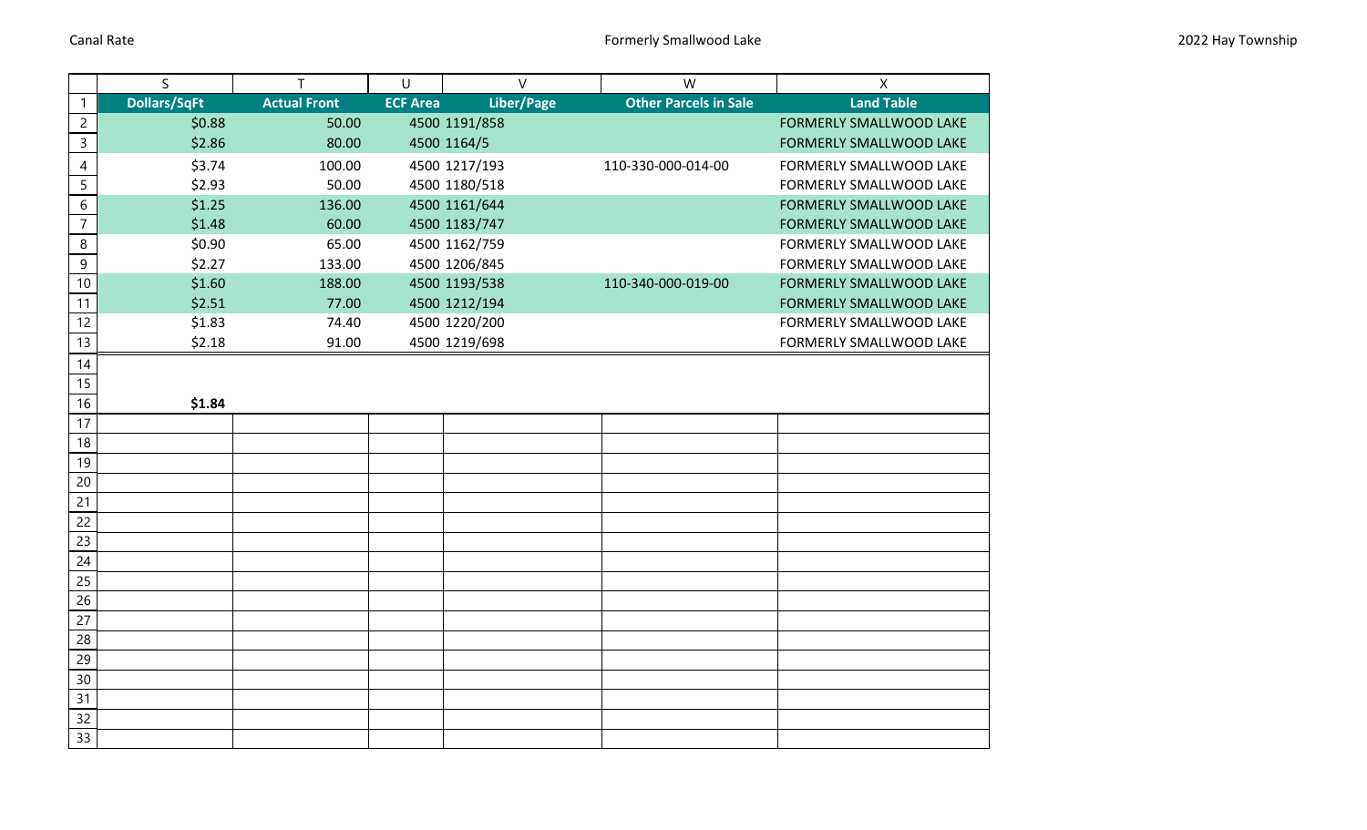| | S | T | U | V | W | X |
|---|---|---|---|---|---|---|
| 1 | **Dollars/SqFt** | **Actual Front** | **ECF Area** | **Liber/Page** | **Other Parcels in Sale** | **Land Table** |
| 2 | $0.88 | 50.00 | 4500 | 1191/858 | | FORMERLY SMALLWOOD LAKE |
| 3 | $2.86 | 80.00 | 4500 | 1164/5 | | FORMERLY SMALLWOOD LAKE |
| 4 | $3.74 | 100.00 | 4500 | 1217/193 | 110-330-000-014-00 | FORMERLY SMALLWOOD LAKE |
| 5 | $2.93 | 50.00 | 4500 | 1180/518 | | FORMERLY SMALLWOOD LAKE |
| 6 | $1.25 | 136.00 | 4500 | 1161/644 | | FORMERLY SMALLWOOD LAKE |
| 7 | $1.48 | 60.00 | 4500 | 1183/747 | | FORMERLY SMALLWOOD LAKE |
| 8 | $0.90 | 65.00 | 4500 | 1162/759 | | FORMERLY SMALLWOOD LAKE |
| 9 | $2.27 | 133.00 | 4500 | 1206/845 | | FORMERLY SMALLWOOD LAKE |
| 10 | $1.60 | 188.00 | 4500 | 1193/538 | 110-340-000-019-00 | FORMERLY SMALLWOOD LAKE |
| 11 | $2.51 | 77.00 | 4500 | 1212/194 | | FORMERLY SMALLWOOD LAKE |
| 12 | $1.83 | 74.40 | 4500 | 1220/200 | | FORMERLY SMALLWOOD LAKE |
| 13 | $2.18 | 91.00 | 4500 | 1219/698 | | FORMERLY SMALLWOOD LAKE |
| 14 | | | | | | |
| 15 | | | | | | |
| 16 | **$1.84** | | | | | |
| 17 | | | | | | |
| 18 | | | | | | |
| 19 | | | | | | |
| 20 | | | | | | |
| 21 | | | | | | |
| 22 | | | | | | |
| 23 | | | | | | |
| 24 | | | | | | |
| 25 | | | | | | |
| 26 | | | | | | |
| 27 | | | | | | |
| 28 | | | | | | |
| 29 | | | | | | |
| 30 | | | | | | |
| 31 | | | | | | |
| 32 | | | | | | |
| 33 | | | | | | |